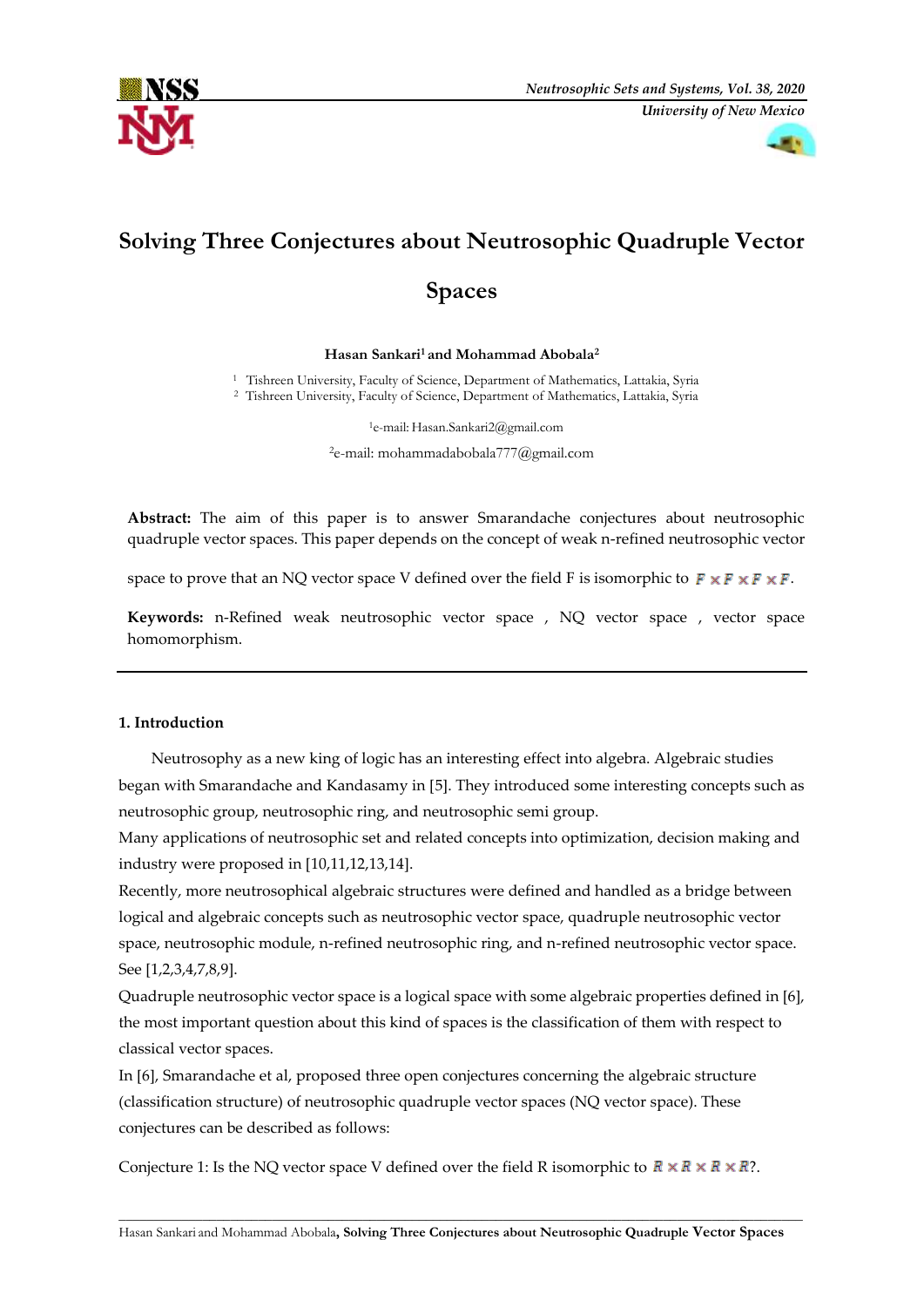# Solving Three Conjectures about Neutrosophic Quadruple Vector Spaces

**Hasan Sankari[1] and Mohammad Abobala[2]**

[1] Tishreen University, Faculty of Science, Department of Mathematics, Lattakia, Syria
[2] Tishreen University, Faculty of Science, Department of Mathematics, Lattakia, Syria

[1]e-mail: Hasan.Sankari2@gmail.com

[2]e-mail: mohammadabobala777@gmail.com

**Abstract:** The aim of this paper is to answer Smarandache conjectures about neutrosophic quadruple vector spaces. This paper depends on the concept of weak n-refined neutrosophic vector space to prove that an NQ vector space V defined over the field F is isomorphic to $F \times F \times F \times F$.

**Keywords:** n-Refined weak neutrosophic vector space , NQ vector space , vector space homomorphism.

## 1. Introduction

Neutrosophy as a new king of logic has an interesting effect into algebra. Algebraic studies began with Smarandache and Kandasamy in [5]. They introduced some interesting concepts such as neutrosophic group, neutrosophic ring, and neutrosophic semi group.

Many applications of neutrosophic set and related concepts into optimization, decision making and industry were proposed in [10,11,12,13,14].

Recently, more neutrosophical algebraic structures were defined and handled as a bridge between logical and algebraic concepts such as neutrosophic vector space, quadruple neutrosophic vector space, neutrosophic module, n-refined neutrosophic ring, and n-refined neutrosophic vector space. See [1,2,3,4,7,8,9].

Quadruple neutrosophic vector space is a logical space with some algebraic properties defined in [6], the most important question about this kind of spaces is the classification of them with respect to classical vector spaces.

In [6], Smarandache et al, proposed three open conjectures concerning the algebraic structure (classification structure) of neutrosophic quadruple vector spaces (NQ vector space). These conjectures can be described as follows:

Conjecture 1: Is the NQ vector space V defined over the field R isomorphic to $R \times R \times R \times R$?.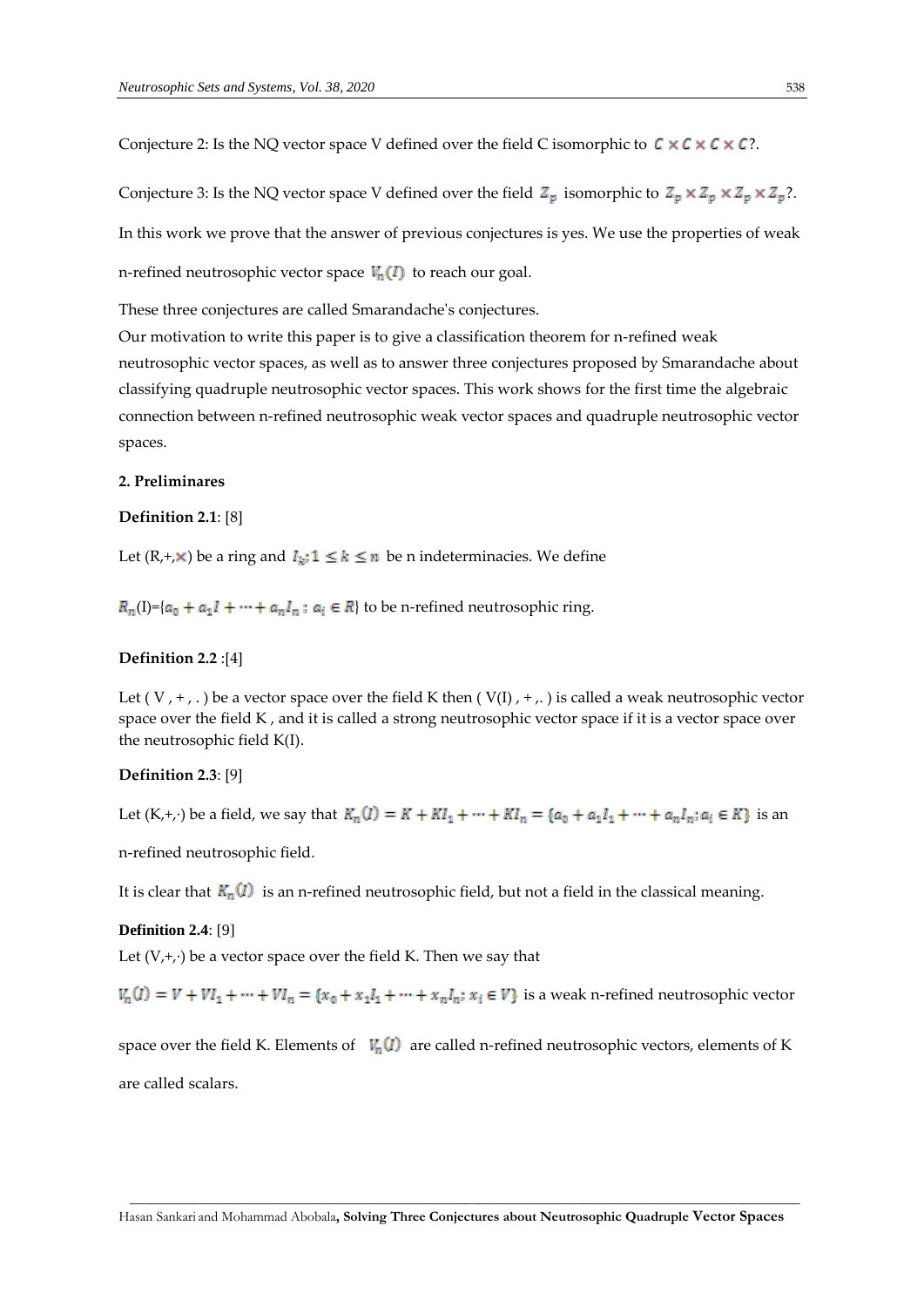Conjecture 2: Is the NQ vector space V defined over the field C isomorphic to $C \times C \times C \times C$?.

Conjecture 3: Is the NQ vector space V defined over the field $Z_p$ isomorphic to $Z_p \times Z_p \times Z_p \times Z_p$?.

In this work we prove that the answer of previous conjectures is yes. We use the properties of weak n-refined neutrosophic vector space $V_n(I)$ to reach our goal.

These three conjectures are called Smarandache's conjectures.

Our motivation to write this paper is to give a classification theorem for n-refined weak neutrosophic vector spaces, as well as to answer three conjectures proposed by Smarandache about classifying quadruple neutrosophic vector spaces. This work shows for the first time the algebraic connection between n-refined neutrosophic weak vector spaces and quadruple neutrosophic vector spaces.

## 2. Preliminares

**Definition 2.1**: [8]

Let (R,+,$\times$) be a ring and $I_k; 1 \leq k \leq n$ be n indeterminacies. We define

$R_n(I)=\{a_0 + a_1 I + \cdots + a_n I_n : a_i \in R\}$ to be n-refined neutrosophic ring.

**Definition 2.2** :[4]

Let ( V , + , . ) be a vector space over the field K then ( V(I) , + ,. ) is called a weak neutrosophic vector space over the field K , and it is called a strong neutrosophic vector space if it is a vector space over the neutrosophic field K(I).

**Definition 2.3**: [9]

Let (K,+,·) be a field, we say that $K_n(I) = K + KI_1 + \cdots + KI_n = \{a_0 + a_1 I_1 + \cdots + a_n I_n ; a_i \in K\}$ is an n-refined neutrosophic field.

It is clear that $K_n(I)$ is an n-refined neutrosophic field, but not a field in the classical meaning.

**Definition 2.4**: [9]

Let (V,+,·) be a vector space over the field K. Then we say that

$V_n(I) = V + VI_1 + \cdots + VI_n = \{x_0 + x_1 I_1 + \cdots + x_n I_n ; x_i \in V\}$ is a weak n-refined neutrosophic vector space over the field K. Elements of $V_n(I)$ are called n-refined neutrosophic vectors, elements of K are called scalars.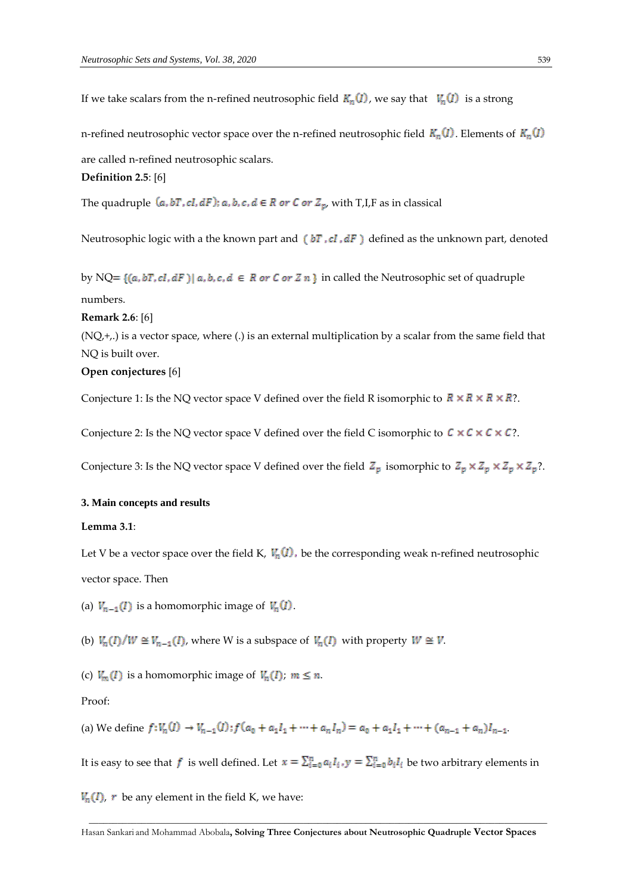If we take scalars from the n-refined neutrosophic field $K_n(I)$, we say that $V_n(I)$ is a strong n-refined neutrosophic vector space over the n-refined neutrosophic field $K_n(I)$. Elements of $K_n(I)$ are called n-refined neutrosophic scalars.

**Definition 2.5**: [6]

The quadruple $(a, bT, cI, dF); a, b, c, d \in R \text{ or } C \text{ or } Z_p$, with T,I,F as in classical Neutrosophic logic with a the known part and $(bT, cI, dF)$ defined as the unknown part, denoted by NQ= $\{(a, bT, cI, dF) | a, b, c, d \in R \text{ or } C \text{ or } Z\,n\}$ in called the Neutrosophic set of quadruple numbers.

**Remark 2.6**: [6]

(NQ,+,.) is a vector space, where (.) is an external multiplication by a scalar from the same field that NQ is built over.

**Open conjectures** [6]

Conjecture 1: Is the NQ vector space V defined over the field R isomorphic to $R \times R \times R \times R$?.

Conjecture 2: Is the NQ vector space V defined over the field C isomorphic to $C \times C \times C \times C$?.

Conjecture 3: Is the NQ vector space V defined over the field $Z_p$ isomorphic to $Z_p \times Z_p \times Z_p \times Z_p$?.

**3. Main concepts and results**

**Lemma 3.1**:

Let V be a vector space over the field K, $V_n(I)$, be the corresponding weak n-refined neutrosophic vector space. Then

(a) $V_{n-1}(I)$ is a homomorphic image of $V_n(I)$.

(b) $V_n(I)/W \cong V_{n-1}(I)$, where W is a subspace of $V_n(I)$ with property $W \cong V$.

(c) $V_m(I)$ is a homomorphic image of $V_n(I)$; $m \leq n$.

Proof:

(a) We define $f: V_n(I) \to V_{n-1}(I); f(a_0 + a_1 I_1 + \cdots + a_n I_n) = a_0 + a_1 I_1 + \cdots + (a_{n-1} + a_n) I_{n-1}$.

It is easy to see that $f$ is well defined. Let $x = \sum_{i=0}^{n} a_i I_i, y = \sum_{i=0}^{n} b_i I_i$ be two arbitrary elements in $V_n(I)$, $r$ be any element in the field K, we have: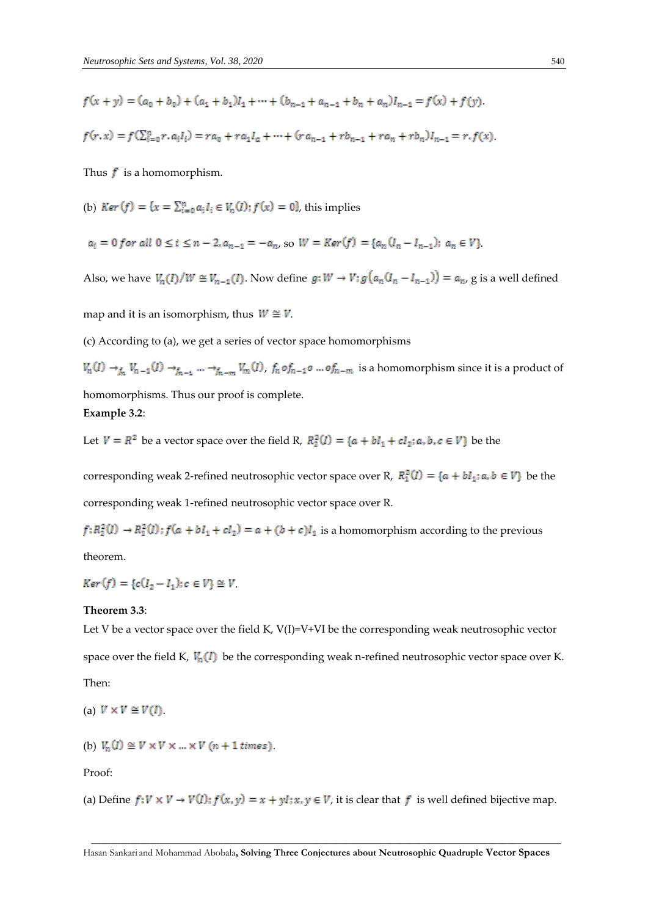$f(x+y) = (a_0 + b_0) + (a_1 + b_1)I_1 + \cdots + (b_{n-1} + a_{n-1} + b_n + a_n)I_{n-1} = f(x) + f(y).$

$f(r.x) = f(\sum_{i=0}^{n} r.a_i I_i) = ra_0 + ra_1 I_a + \cdots + (ra_{n-1} + rb_{n-1} + ra_n + rb_n)I_{n-1} = r.f(x).$

Thus $f$ is a homomorphism.

(b) $Ker(f) = \{x = \sum_{i=0}^{n} a_i I_i \in V_n(I); f(x) = 0\}$, this implies

$a_i = 0 \; for \; all \; 0 \leq i \leq n-2, a_{n-1} = -a_n$, so $W = Ker(f) = \{a_n(I_n - I_{n-1});\; a_n \in V\}$.

Also, we have $V_n(I)/W \cong V_{n-1}(I)$. Now define $g: W \to V; g\big(a_n(I_n - I_{n-1})\big) = a_n$, g is a well defined map and it is an isomorphism, thus $W \cong V$.

(c) According to (a), we get a series of vector space homomorphisms

$V_n(I) \to_{f_n} V_{n-1}(I) \to_{f_{n-1}} \cdots \to_{f_{n-m}} V_m(I)$, $f_n o f_{n-1} o \ldots o f_{n-m}$ is a homomorphism since it is a product of homomorphisms. Thus our proof is complete.

**Example 3.2**:

Let $V = R^2$ be a vector space over the field R, $R_2^2(I) = \{a + bI_1 + cI_2; a, b, c \in V\}$ be the corresponding weak 2-refined neutrosophic vector space over R, $R_1^2(I) = \{a + bI_1; a, b \in V\}$ be the corresponding weak 1-refined neutrosophic vector space over R.

$f: R_2^2(I) \to R_1^2(I); f(a + bI_1 + cI_2) = a + (b+c)I_1$ is a homomorphism according to the previous theorem.

$Ker(f) = \{c(I_2 - I_1); c \in V\} \cong V$.

**Theorem 3.3**:

Let V be a vector space over the field K, V(I)=V+VI be the corresponding weak neutrosophic vector space over the field K, $V_n(I)$ be the corresponding weak n-refined neutrosophic vector space over K. Then:

(a) $V \times V \cong V(I)$.

(b) $V_n(I) \cong V \times V \times \ldots \times V \; (n+1 \; times)$.

Proof:

(a) Define $f: V \times V \to V(I); f(x, y) = x + yI; x, y \in V$, it is clear that $f$ is well defined bijective map.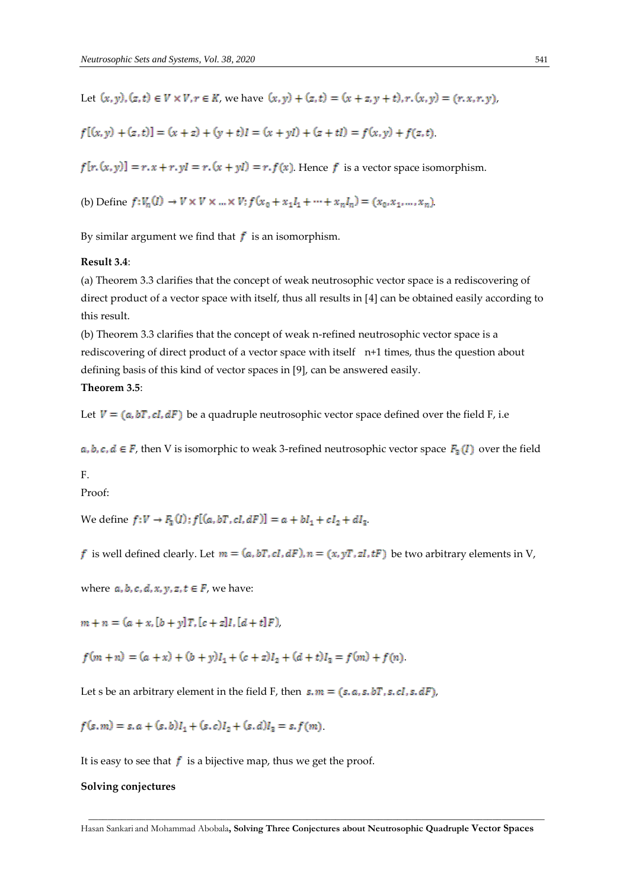Let $(x,y),(z,t) \in V \times V, r \in K$, we have $(x,y)+(z,t)=(x+z,y+t), r.(x,y)=(r.x,r.y)$,

$f[(x,y)+(z,t)]=(x+z)+(y+t)I=(x+yI)+(z+tI)=f(x,y)+f(z,t)$.

$f[r.(x,y)]=r.x+r.yI=r.(x+yI)=r.f(x)$. Hence $f$ is a vector space isomorphism.

(b) Define $f: V_n(I) \to V \times V \times \dots \times V; f(x_0+x_1I_1+\dots+x_nI_n)=(x_0,x_1,\dots,x_n)$.

By similar argument we find that $f$ is an isomorphism.

**Result 3.4**:

(a) Theorem 3.3 clarifies that the concept of weak neutrosophic vector space is a rediscovering of direct product of a vector space with itself, thus all results in [4] can be obtained easily according to this result.

(b) Theorem 3.3 clarifies that the concept of weak n-refined neutrosophic vector space is a rediscovering of direct product of a vector space with itself n+1 times, thus the question about defining basis of this kind of vector spaces in [9], can be answered easily.

**Theorem 3.5**:

Let $V=(a,bT,cI,dF)$ be a quadruple neutrosophic vector space defined over the field F, i.e

$a,b,c,d \in F$, then V is isomorphic to weak 3-refined neutrosophic vector space $F_3(I)$ over the field F.

Proof:

We define $f: V \to F_3(I); f[(a,bT,cI,dF)]=a+bI_1+cI_2+dI_3$.

$f$ is well defined clearly. Let $m=(a,bT,cI,dF), n=(x,yT,zI,tF)$ be two arbitrary elements in V,

where $a,b,c,d,x,y,z,t \in F$, we have:

$m+n=(a+x,[b+y]T,[c+z]I,[d+t]F)$,

$f(m+n)=(a+x)+(b+y)I_1+(c+z)I_2+(d+t)I_3=f(m)+f(n)$.

Let s be an arbitrary element in the field F, then $s.m=(s.a,s.bT,s.cI,s.dF)$,

$f(s.m)=s.a+(s.b)I_1+(s.c)I_2+(s.d)I_3=s.f(m)$.

It is easy to see that $f$ is a bijective map, thus we get the proof.

**Solving conjectures**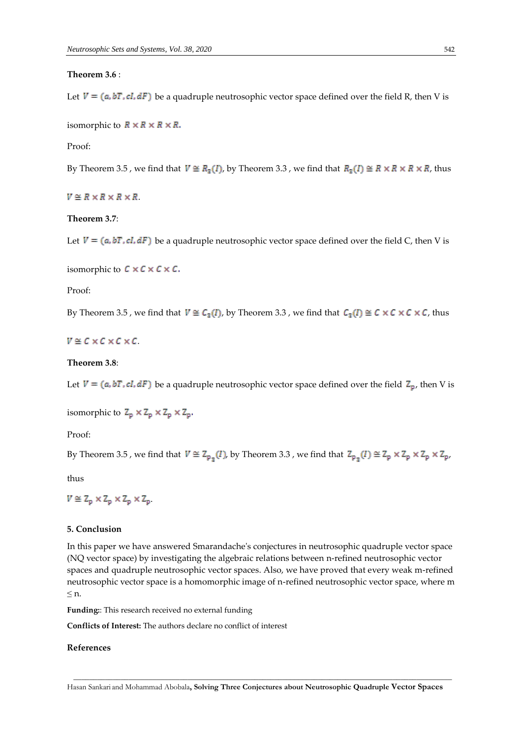**Theorem 3.6** :

Let $V = (a, bT, cI, dF)$ be a quadruple neutrosophic vector space defined over the field R, then V is isomorphic to $R \times R \times R \times R$.

Proof:

By Theorem 3.5 , we find that $V \cong R_3(I)$, by Theorem 3.3 , we find that $R_3(I) \cong R \times R \times R \times R$, thus $V \cong R \times R \times R \times R$.

**Theorem 3.7**:

Let $V = (a, bT, cI, dF)$ be a quadruple neutrosophic vector space defined over the field C, then V is isomorphic to $C \times C \times C \times C$.

Proof:

By Theorem 3.5 , we find that $V \cong C_3(I)$, by Theorem 3.3 , we find that $C_3(I) \cong C \times C \times C \times C$, thus $V \cong C \times C \times C \times C$.

**Theorem 3.8**:

Let $V = (a, bT, cI, dF)$ be a quadruple neutrosophic vector space defined over the field $Z_p$, then V is isomorphic to $Z_p \times Z_p \times Z_p \times Z_p$.

Proof:

By Theorem 3.5 , we find that $V \cong Z_{p_3}(I)$, by Theorem 3.3 , we find that $Z_{p_3}(I) \cong Z_p \times Z_p \times Z_p \times Z_p$, thus

$V \cong Z_p \times Z_p \times Z_p \times Z_p$.

## 5. Conclusion

In this paper we have answered Smarandache's conjectures in neutrosophic quadruple vector space (NQ vector space) by investigating the algebraic relations between n-refined neutrosophic vector spaces and quadruple neutrosophic vector spaces. Also, we have proved that every weak m-refined neutrosophic vector space is a homomorphic image of n-refined neutrosophic vector space, where $m \leq n$.

**Funding:**: This research received no external funding

**Conflicts of Interest:** The authors declare no conflict of interest

## References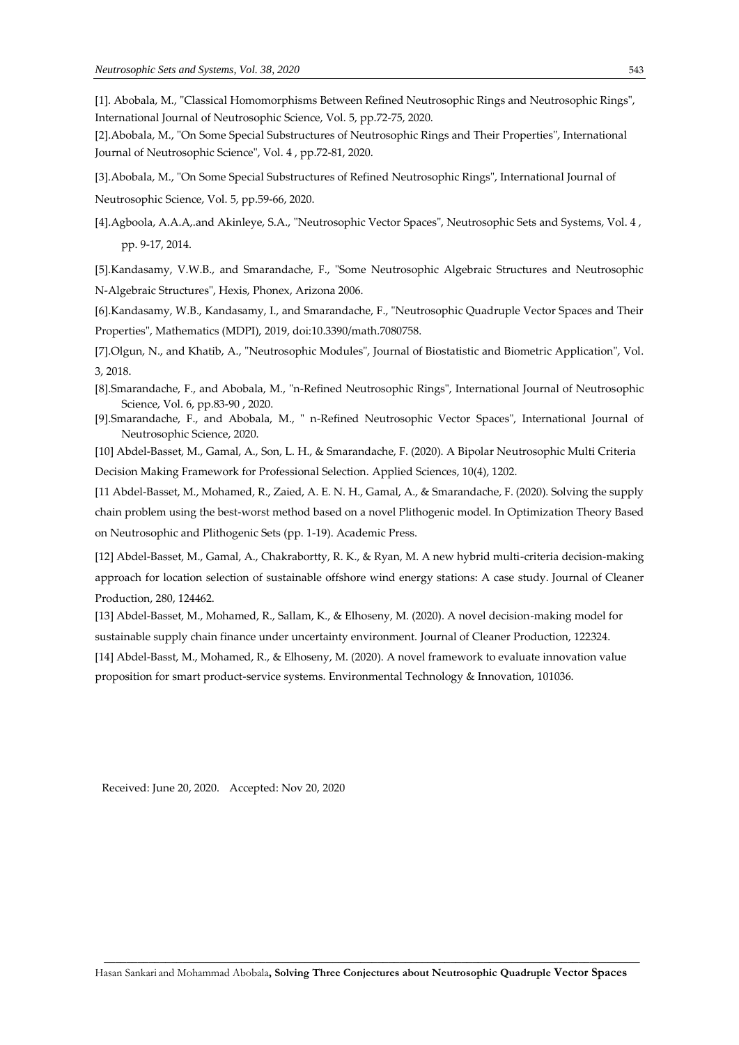[1]. Abobala, M., "Classical Homomorphisms Between Refined Neutrosophic Rings and Neutrosophic Rings", International Journal of Neutrosophic Science, Vol. 5, pp.72-75, 2020.

[2].Abobala, M., "On Some Special Substructures of Neutrosophic Rings and Their Properties", International Journal of Neutrosophic Science", Vol. 4 , pp.72-81, 2020.

[3].Abobala, M., "On Some Special Substructures of Refined Neutrosophic Rings", International Journal of Neutrosophic Science, Vol. 5, pp.59-66, 2020.

[4].Agboola, A.A.A,.and Akinleye, S.A., "Neutrosophic Vector Spaces", Neutrosophic Sets and Systems, Vol. 4 , pp. 9-17, 2014.

[5].Kandasamy, V.W.B., and Smarandache, F., "Some Neutrosophic Algebraic Structures and Neutrosophic N-Algebraic Structures", Hexis, Phonex, Arizona 2006.

[6].Kandasamy, W.B., Kandasamy, I., and Smarandache, F., "Neutrosophic Quadruple Vector Spaces and Their Properties", Mathematics (MDPI), 2019, doi:10.3390/math.7080758.

[7].Olgun, N., and Khatib, A., "Neutrosophic Modules", Journal of Biostatistic and Biometric Application", Vol. 3, 2018.

[8].Smarandache, F., and Abobala, M., "n-Refined Neutrosophic Rings", International Journal of Neutrosophic Science, Vol. 6, pp.83-90 , 2020.

[9].Smarandache, F., and Abobala, M., " n-Refined Neutrosophic Vector Spaces", International Journal of Neutrosophic Science, 2020.

[10] Abdel-Basset, M., Gamal, A., Son, L. H., & Smarandache, F. (2020). A Bipolar Neutrosophic Multi Criteria Decision Making Framework for Professional Selection. Applied Sciences, 10(4), 1202.

[11 Abdel-Basset, M., Mohamed, R., Zaied, A. E. N. H., Gamal, A., & Smarandache, F. (2020). Solving the supply chain problem using the best-worst method based on a novel Plithogenic model. In Optimization Theory Based on Neutrosophic and Plithogenic Sets (pp. 1-19). Academic Press.

[12] Abdel-Basset, M., Gamal, A., Chakrabortty, R. K., & Ryan, M. A new hybrid multi-criteria decision-making approach for location selection of sustainable offshore wind energy stations: A case study. Journal of Cleaner Production, 280, 124462.

[13] Abdel-Basset, M., Mohamed, R., Sallam, K., & Elhoseny, M. (2020). A novel decision-making model for sustainable supply chain finance under uncertainty environment. Journal of Cleaner Production, 122324.

[14] Abdel-Basst, M., Mohamed, R., & Elhoseny, M. (2020). A novel framework to evaluate innovation value proposition for smart product-service systems. Environmental Technology & Innovation, 101036.

Received: June 20, 2020. Accepted: Nov 20, 2020